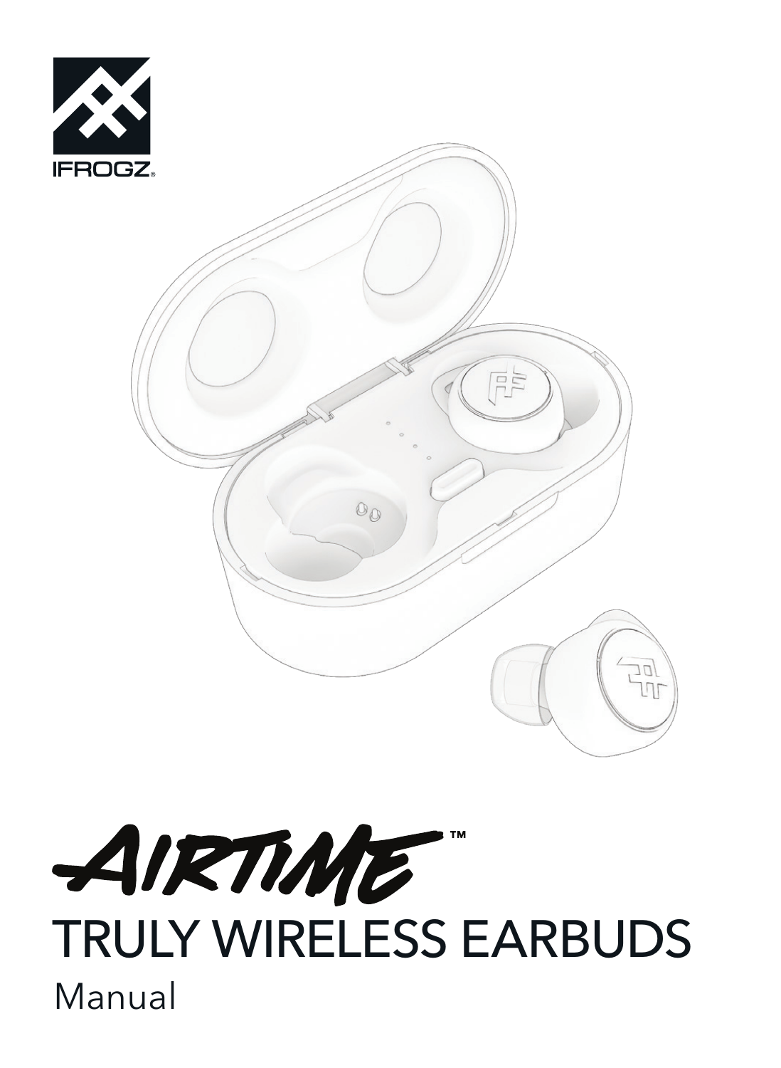IFROGZ®

# AIRTIME™

## TRULY WIRELESS EARBUDS

Manual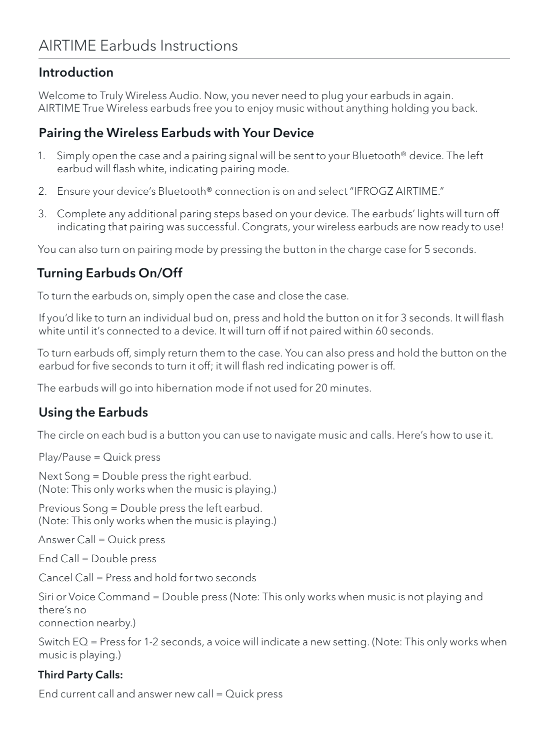# AIRTIME Earbuds Instructions

## Introduction

Welcome to Truly Wireless Audio. Now, you never need to plug your earbuds in again. AIRTIME True Wireless earbuds free you to enjoy music without anything holding you back.

## Pairing the Wireless Earbuds with Your Device

1. Simply open the case and a pairing signal will be sent to your Bluetooth® device. The left earbud will flash white, indicating pairing mode.
2. Ensure your device's Bluetooth® connection is on and select "IFROGZ AIRTIME."
3. Complete any additional paring steps based on your device. The earbuds' lights will turn off indicating that pairing was successful. Congrats, your wireless earbuds are now ready to use!

You can also turn on pairing mode by pressing the button in the charge case for 5 seconds.

## Turning Earbuds On/Off

To turn the earbuds on, simply open the case and close the case.

If you'd like to turn an individual bud on, press and hold the button on it for 3 seconds. It will flash white until it's connected to a device. It will turn off if not paired within 60 seconds.

To turn earbuds off, simply return them to the case. You can also press and hold the button on the earbud for five seconds to turn it off; it will flash red indicating power is off.

The earbuds will go into hibernation mode if not used for 20 minutes.

## Using the Earbuds

The circle on each bud is a button you can use to navigate music and calls. Here's how to use it.

Play/Pause = Quick press

Next Song = Double press the right earbud.
(Note: This only works when the music is playing.)

Previous Song = Double press the left earbud.
(Note: This only works when the music is playing.)

Answer Call = Quick press

End Call = Double press

Cancel Call = Press and hold for two seconds

Siri or Voice Command = Double press (Note: This only works when music is not playing and there's no
connection nearby.)

Switch EQ = Press for 1-2 seconds, a voice will indicate a new setting. (Note: This only works when music is playing.)

### Third Party Calls:

End current call and answer new call = Quick press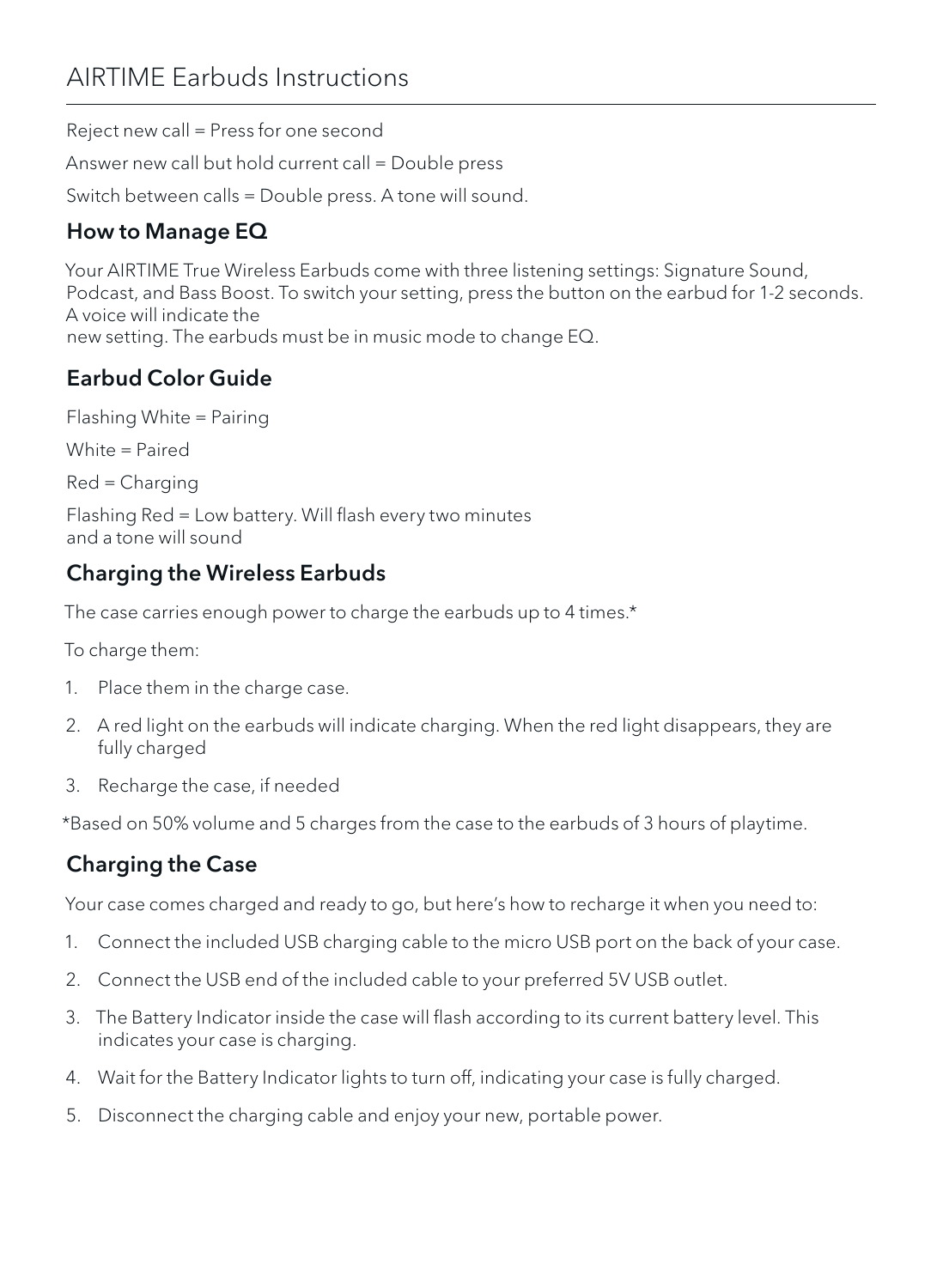# AIRTIME Earbuds Instructions

Reject new call = Press for one second

Answer new call but hold current call = Double press

Switch between calls = Double press. A tone will sound.

## How to Manage EQ

Your AIRTIME True Wireless Earbuds come with three listening settings: Signature Sound, Podcast, and Bass Boost. To switch your setting, press the button on the earbud for 1-2 seconds. A voice will indicate the new setting. The earbuds must be in music mode to change EQ.

## Earbud Color Guide

Flashing White = Pairing

White = Paired

Red = Charging

Flashing Red = Low battery. Will flash every two minutes and a tone will sound

## Charging the Wireless Earbuds

The case carries enough power to charge the earbuds up to 4 times.*

To charge them:

1. Place them in the charge case.
2. A red light on the earbuds will indicate charging. When the red light disappears, they are fully charged
3. Recharge the case, if needed

*Based on 50% volume and 5 charges from the case to the earbuds of 3 hours of playtime.

## Charging the Case

Your case comes charged and ready to go, but here's how to recharge it when you need to:

1. Connect the included USB charging cable to the micro USB port on the back of your case.
2. Connect the USB end of the included cable to your preferred 5V USB outlet.
3. The Battery Indicator inside the case will flash according to its current battery level. This indicates your case is charging.
4. Wait for the Battery Indicator lights to turn off, indicating your case is fully charged.
5. Disconnect the charging cable and enjoy your new, portable power.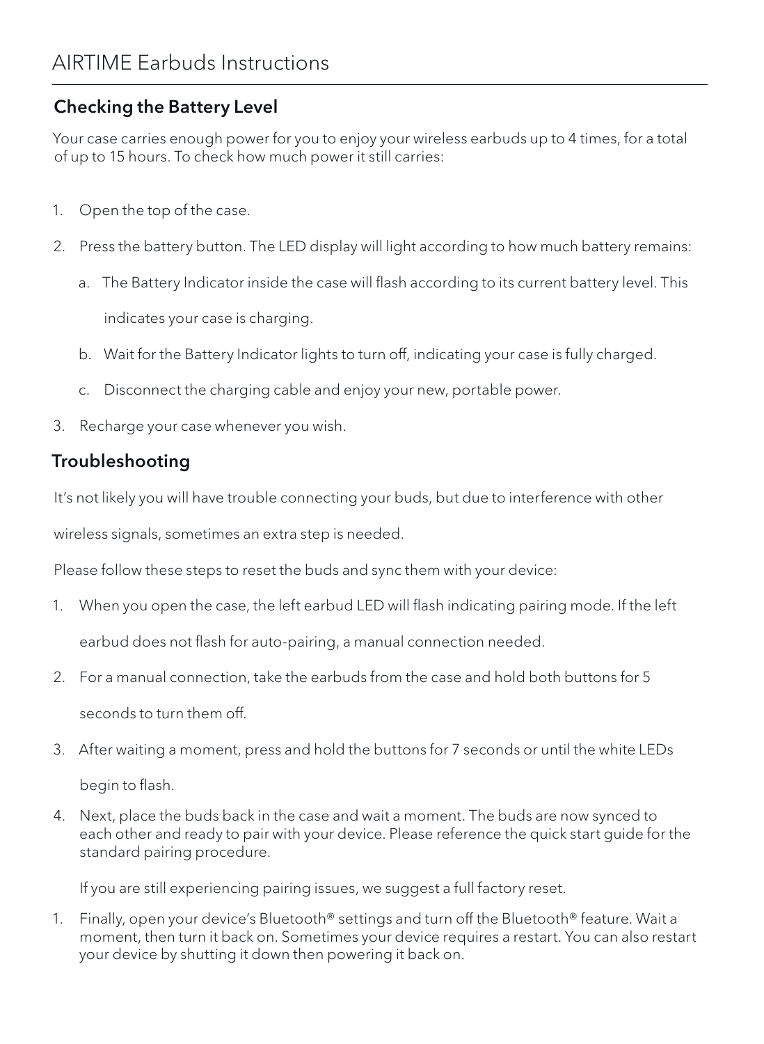# AIRTIME Earbuds Instructions

## Checking the Battery Level

Your case carries enough power for you to enjoy your wireless earbuds up to 4 times, for a total of up to 15 hours. To check how much power it still carries:

1. Open the top of the case.
2. Press the battery button. The LED display will light according to how much battery remains:
    a. The Battery Indicator inside the case will flash according to its current battery level. This indicates your case is charging.
    b. Wait for the Battery Indicator lights to turn off, indicating your case is fully charged.
    c. Disconnect the charging cable and enjoy your new, portable power.
3. Recharge your case whenever you wish.

## Troubleshooting

It's not likely you will have trouble connecting your buds, but due to interference with other wireless signals, sometimes an extra step is needed.

Please follow these steps to reset the buds and sync them with your device:

1. When you open the case, the left earbud LED will flash indicating pairing mode. If the left earbud does not flash for auto-pairing, a manual connection needed.
2. For a manual connection, take the earbuds from the case and hold both buttons for 5 seconds to turn them off.
3. After waiting a moment, press and hold the buttons for 7 seconds or until the white LEDs begin to flash.
4. Next, place the buds back in the case and wait a moment. The buds are now synced to each other and ready to pair with your device. Please reference the quick start guide for the standard pairing procedure.

    If you are still experiencing pairing issues, we suggest a full factory reset.

1. Finally, open your device's Bluetooth® settings and turn off the Bluetooth® feature. Wait a moment, then turn it back on. Sometimes your device requires a restart. You can also restart your device by shutting it down then powering it back on.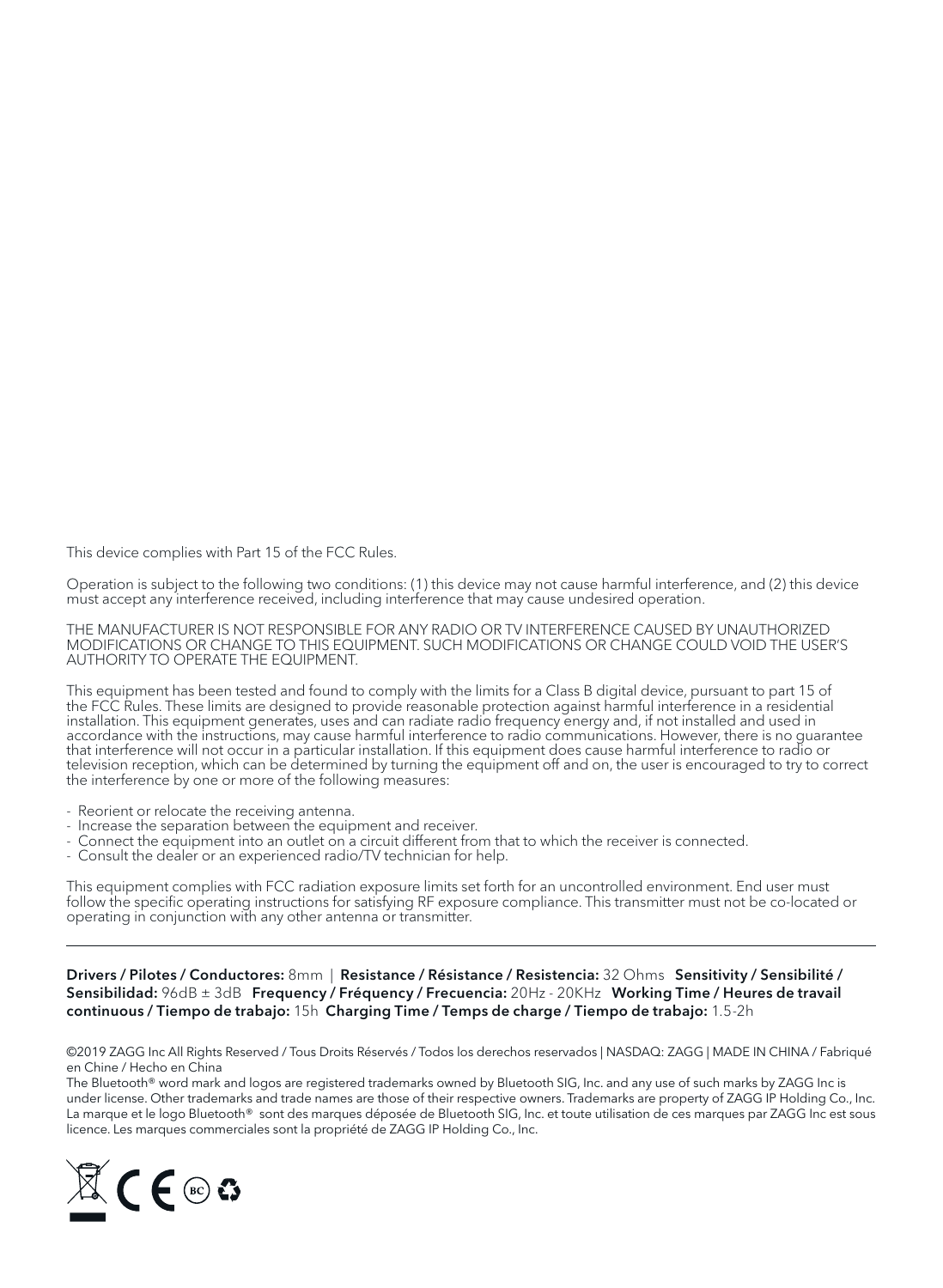This device complies with Part 15 of the FCC Rules.

Operation is subject to the following two conditions: (1) this device may not cause harmful interference, and (2) this device must accept any interference received, including interference that may cause undesired operation.

THE MANUFACTURER IS NOT RESPONSIBLE FOR ANY RADIO OR TV INTERFERENCE CAUSED BY UNAUTHORIZED MODIFICATIONS OR CHANGE TO THIS EQUIPMENT. SUCH MODIFICATIONS OR CHANGE COULD VOID THE USER'S AUTHORITY TO OPERATE THE EQUIPMENT.

This equipment has been tested and found to comply with the limits for a Class B digital device, pursuant to part 15 of the FCC Rules. These limits are designed to provide reasonable protection against harmful interference in a residential installation. This equipment generates, uses and can radiate radio frequency energy and, if not installed and used in accordance with the instructions, may cause harmful interference to radio communications. However, there is no guarantee that interference will not occur in a particular installation. If this equipment does cause harmful interference to radio or television reception, which can be determined by turning the equipment off and on, the user is encouraged to try to correct the interference by one or more of the following measures:

- Reorient or relocate the receiving antenna.
- Increase the separation between the equipment and receiver.
- Connect the equipment into an outlet on a circuit different from that to which the receiver is connected.
- Consult the dealer or an experienced radio/TV technician for help.

This equipment complies with FCC radiation exposure limits set forth for an uncontrolled environment. End user must follow the specific operating instructions for satisfying RF exposure compliance. This transmitter must not be co-located or operating in conjunction with any other antenna or transmitter.

---

**Drivers / Pilotes / Conductores:** 8mm | **Resistance / Résistance / Resistencia:** 32 Ohms **Sensitivity / Sensibilité / Sensibilidad:** 96dB ± 3dB **Frequency / Fréquency / Frecuencia:** 20Hz - 20KHz **Working Time / Heures de travail continuous / Tiempo de trabajo:** 15h **Charging Time / Temps de charge / Tiempo de trabajo:** 1.5-2h

©2019 ZAGG Inc All Rights Reserved / Tous Droits Réservés / Todos los derechos reservados | NASDAQ: ZAGG | MADE IN CHINA / Fabriqué en Chine / Hecho en China

The Bluetooth® word mark and logos are registered trademarks owned by Bluetooth SIG, Inc. and any use of such marks by ZAGG Inc is under license. Other trademarks and trade names are those of their respective owners. Trademarks are property of ZAGG IP Holding Co., Inc. La marque et le logo Bluetooth® sont des marques déposée de Bluetooth SIG, Inc. et toute utilisation de ces marques par ZAGG Inc est sous licence. Les marques commerciales sont la propriété de ZAGG IP Holding Co., Inc.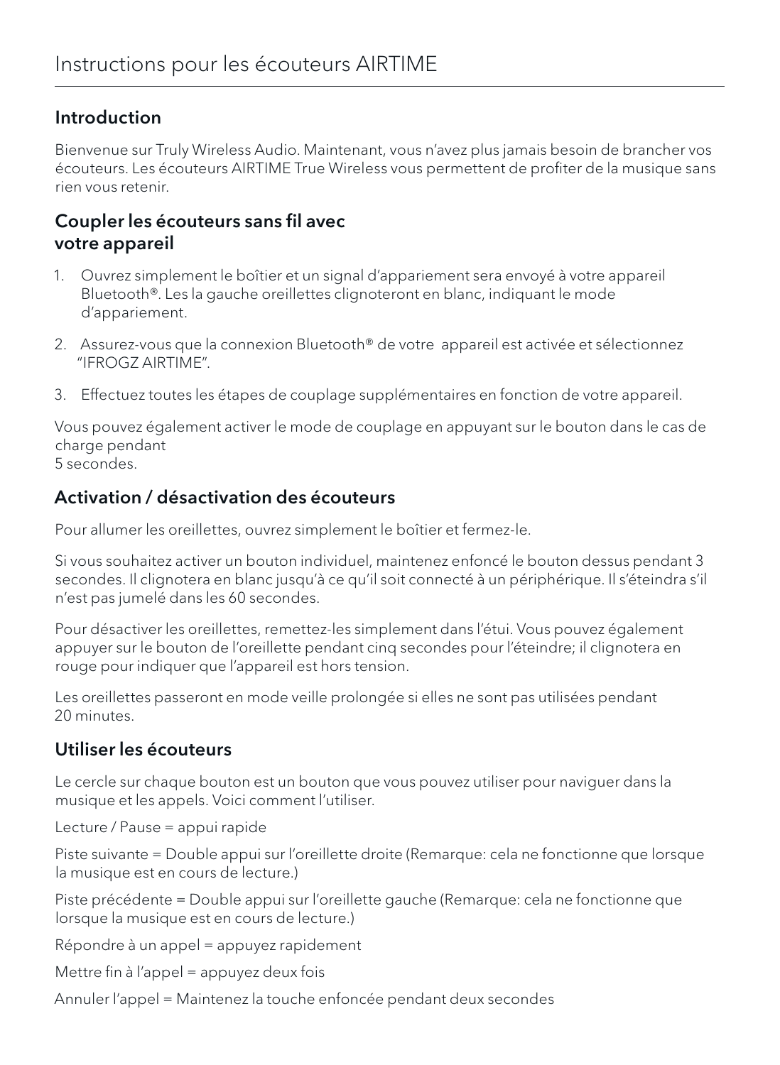# Instructions pour les écouteurs AIRTIME

## Introduction

Bienvenue sur Truly Wireless Audio. Maintenant, vous n'avez plus jamais besoin de brancher vos écouteurs. Les écouteurs AIRTIME True Wireless vous permettent de profiter de la musique sans rien vous retenir.

## Coupler les écouteurs sans fil avec votre appareil

1. Ouvrez simplement le boîtier et un signal d'appariement sera envoyé à votre appareil Bluetooth®. Les la gauche oreillettes clignoteront en blanc, indiquant le mode d'appariement.
2. Assurez-vous que la connexion Bluetooth® de votre appareil est activée et sélectionnez "IFROGZ AIRTIME".
3. Effectuez toutes les étapes de couplage supplémentaires en fonction de votre appareil.

Vous pouvez également activer le mode de couplage en appuyant sur le bouton dans le cas de charge pendant
5 secondes.

## Activation / désactivation des écouteurs

Pour allumer les oreillettes, ouvrez simplement le boîtier et fermez-le.

Si vous souhaitez activer un bouton individuel, maintenez enfoncé le bouton dessus pendant 3 secondes. Il clignotera en blanc jusqu'à ce qu'il soit connecté à un périphérique. Il s'éteindra s'il n'est pas jumelé dans les 60 secondes.

Pour désactiver les oreillettes, remettez-les simplement dans l'étui. Vous pouvez également appuyer sur le bouton de l'oreillette pendant cinq secondes pour l'éteindre; il clignotera en rouge pour indiquer que l'appareil est hors tension.

Les oreillettes passeront en mode veille prolongée si elles ne sont pas utilisées pendant
20 minutes.

## Utiliser les écouteurs

Le cercle sur chaque bouton est un bouton que vous pouvez utiliser pour naviguer dans la musique et les appels. Voici comment l'utiliser.

Lecture / Pause = appui rapide

Piste suivante = Double appui sur l'oreillette droite (Remarque: cela ne fonctionne que lorsque la musique est en cours de lecture.)

Piste précédente = Double appui sur l'oreillette gauche (Remarque: cela ne fonctionne que lorsque la musique est en cours de lecture.)

Répondre à un appel = appuyez rapidement

Mettre fin à l'appel = appuyez deux fois

Annuler l'appel = Maintenez la touche enfoncée pendant deux secondes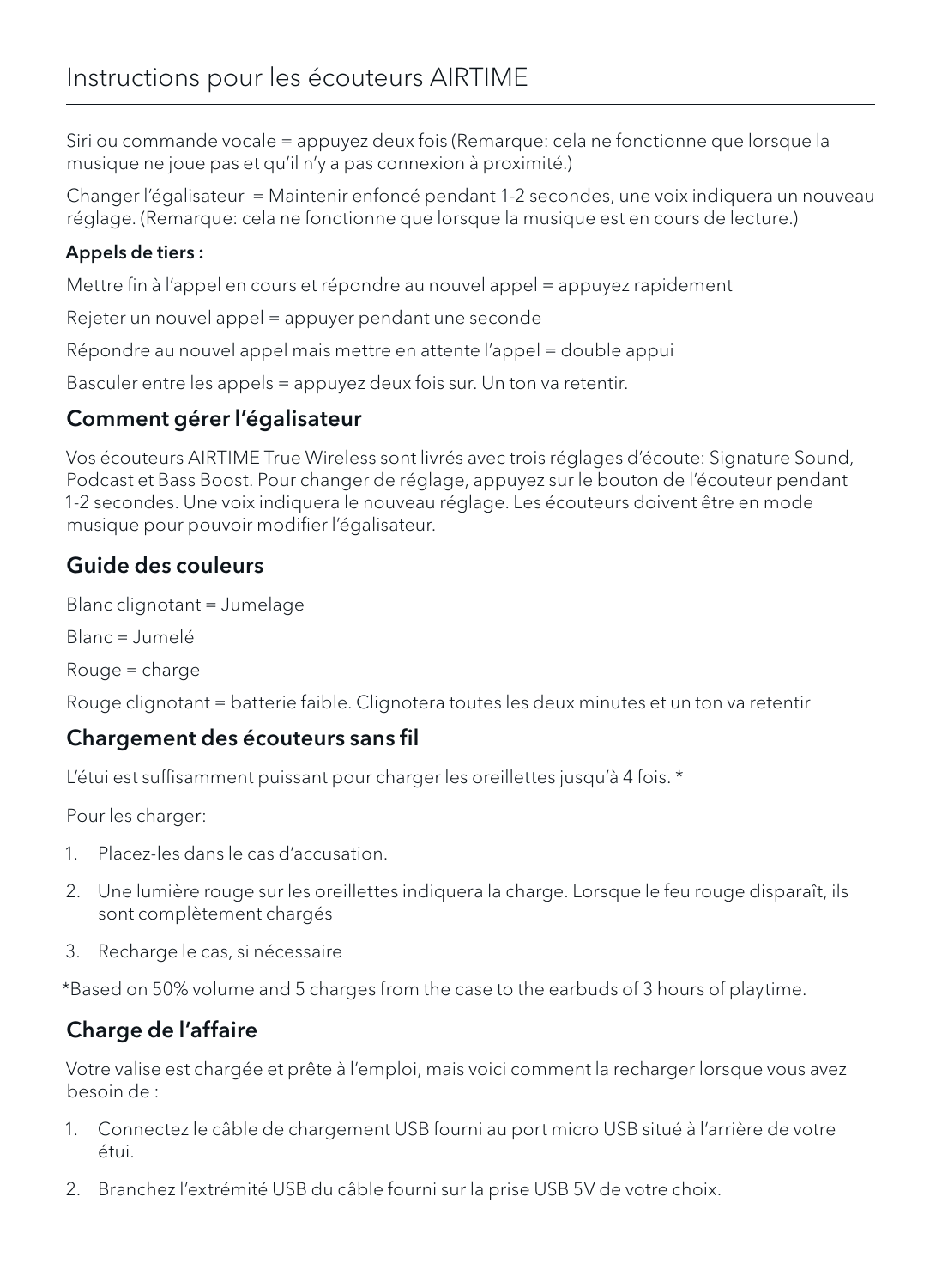# Instructions pour les écouteurs AIRTIME

Siri ou commande vocale = appuyez deux fois (Remarque: cela ne fonctionne que lorsque la musique ne joue pas et qu'il n'y a pas connexion à proximité.)

Changer l'égalisateur = Maintenir enfoncé pendant 1-2 secondes, une voix indiquera un nouveau réglage. (Remarque: cela ne fonctionne que lorsque la musique est en cours de lecture.)

**Appels de tiers :**

Mettre fin à l'appel en cours et répondre au nouvel appel = appuyez rapidement

Rejeter un nouvel appel = appuyer pendant une seconde

Répondre au nouvel appel mais mettre en attente l'appel = double appui

Basculer entre les appels = appuyez deux fois sur. Un ton va retentir.

## Comment gérer l'égalisateur

Vos écouteurs AIRTIME True Wireless sont livrés avec trois réglages d'écoute: Signature Sound, Podcast et Bass Boost. Pour changer de réglage, appuyez sur le bouton de l'écouteur pendant 1-2 secondes. Une voix indiquera le nouveau réglage. Les écouteurs doivent être en mode musique pour pouvoir modifier l'égalisateur.

## Guide des couleurs

Blanc clignotant = Jumelage

Blanc = Jumelé

Rouge = charge

Rouge clignotant = batterie faible. Clignotera toutes les deux minutes et un ton va retentir

## Chargement des écouteurs sans fil

L'étui est suffisamment puissant pour charger les oreillettes jusqu'à 4 fois. *

Pour les charger:

1. Placez-les dans le cas d'accusation.
2. Une lumière rouge sur les oreillettes indiquera la charge. Lorsque le feu rouge disparaît, ils sont complètement chargés
3. Recharge le cas, si nécessaire

*Based on 50% volume and 5 charges from the case to the earbuds of 3 hours of playtime.

## Charge de l'affaire

Votre valise est chargée et prête à l'emploi, mais voici comment la recharger lorsque vous avez besoin de :

1. Connectez le câble de chargement USB fourni au port micro USB situé à l'arrière de votre étui.
2. Branchez l'extrémité USB du câble fourni sur la prise USB 5V de votre choix.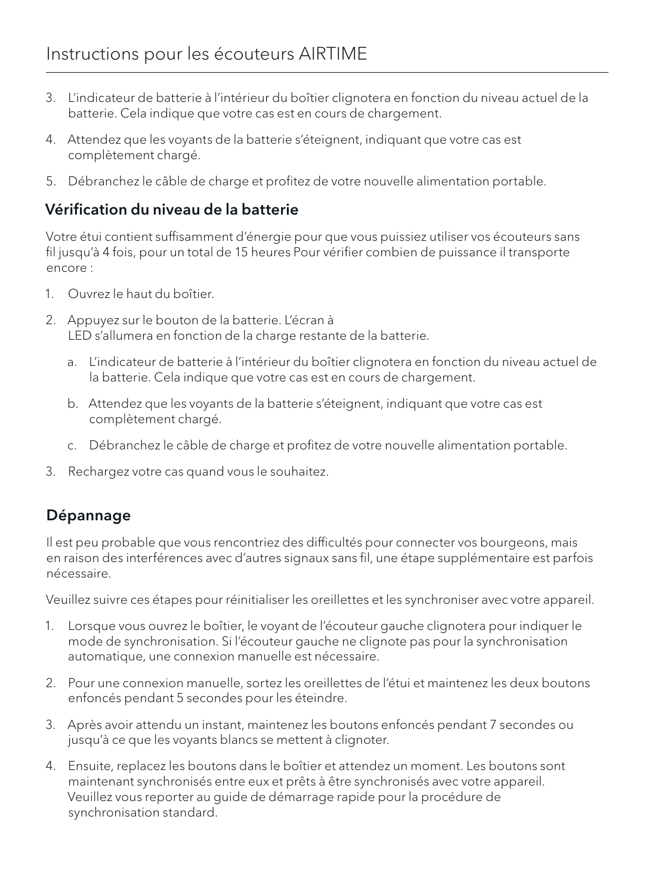3. L'indicateur de batterie à l'intérieur du boîtier clignotera en fonction du niveau actuel de la batterie. Cela indique que votre cas est en cours de chargement.
4. Attendez que les voyants de la batterie s'éteignent, indiquant que votre cas est complètement chargé.
5. Débranchez le câble de charge et profitez de votre nouvelle alimentation portable.

### Vérification du niveau de la batterie

Votre étui contient suffisamment d'énergie pour que vous puissiez utiliser vos écouteurs sans fil jusqu'à 4 fois, pour un total de 15 heures Pour vérifier combien de puissance il transporte encore :

1. Ouvrez le haut du boîtier.
2. Appuyez sur le bouton de la batterie. L'écran à LED s'allumera en fonction de la charge restante de la batterie.
   a. L'indicateur de batterie à l'intérieur du boîtier clignotera en fonction du niveau actuel de la batterie. Cela indique que votre cas est en cours de chargement.
   b. Attendez que les voyants de la batterie s'éteignent, indiquant que votre cas est complètement chargé.
   c. Débranchez le câble de charge et profitez de votre nouvelle alimentation portable.
3. Rechargez votre cas quand vous le souhaitez.

## Dépannage

Il est peu probable que vous rencontriez des difficultés pour connecter vos bourgeons, mais en raison des interférences avec d'autres signaux sans fil, une étape supplémentaire est parfois nécessaire.

Veuillez suivre ces étapes pour réinitialiser les oreillettes et les synchroniser avec votre appareil.

1. Lorsque vous ouvrez le boîtier, le voyant de l'écouteur gauche clignotera pour indiquer le mode de synchronisation. Si l'écouteur gauche ne clignote pas pour la synchronisation automatique, une connexion manuelle est nécessaire.
2. Pour une connexion manuelle, sortez les oreillettes de l'étui et maintenez les deux boutons enfoncés pendant 5 secondes pour les éteindre.
3. Après avoir attendu un instant, maintenez les boutons enfoncés pendant 7 secondes ou jusqu'à ce que les voyants blancs se mettent à clignoter.
4. Ensuite, replacez les boutons dans le boîtier et attendez un moment. Les boutons sont maintenant synchronisés entre eux et prêts à être synchronisés avec votre appareil. Veuillez vous reporter au guide de démarrage rapide pour la procédure de synchronisation standard.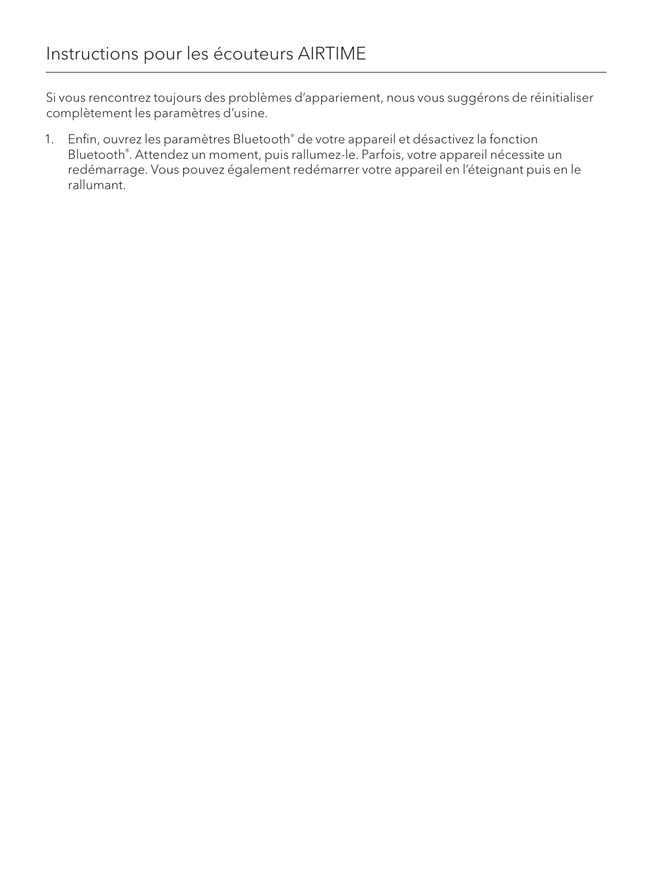# Instructions pour les écouteurs AIRTIME

Si vous rencontrez toujours des problèmes d'appariement, nous vous suggérons de réinitialiser complètement les paramètres d'usine.

1. Enfin, ouvrez les paramètres Bluetooth® de votre appareil et désactivez la fonction Bluetooth®. Attendez un moment, puis rallumez-le. Parfois, votre appareil nécessite un redémarrage. Vous pouvez également redémarrer votre appareil en l'éteignant puis en le rallumant.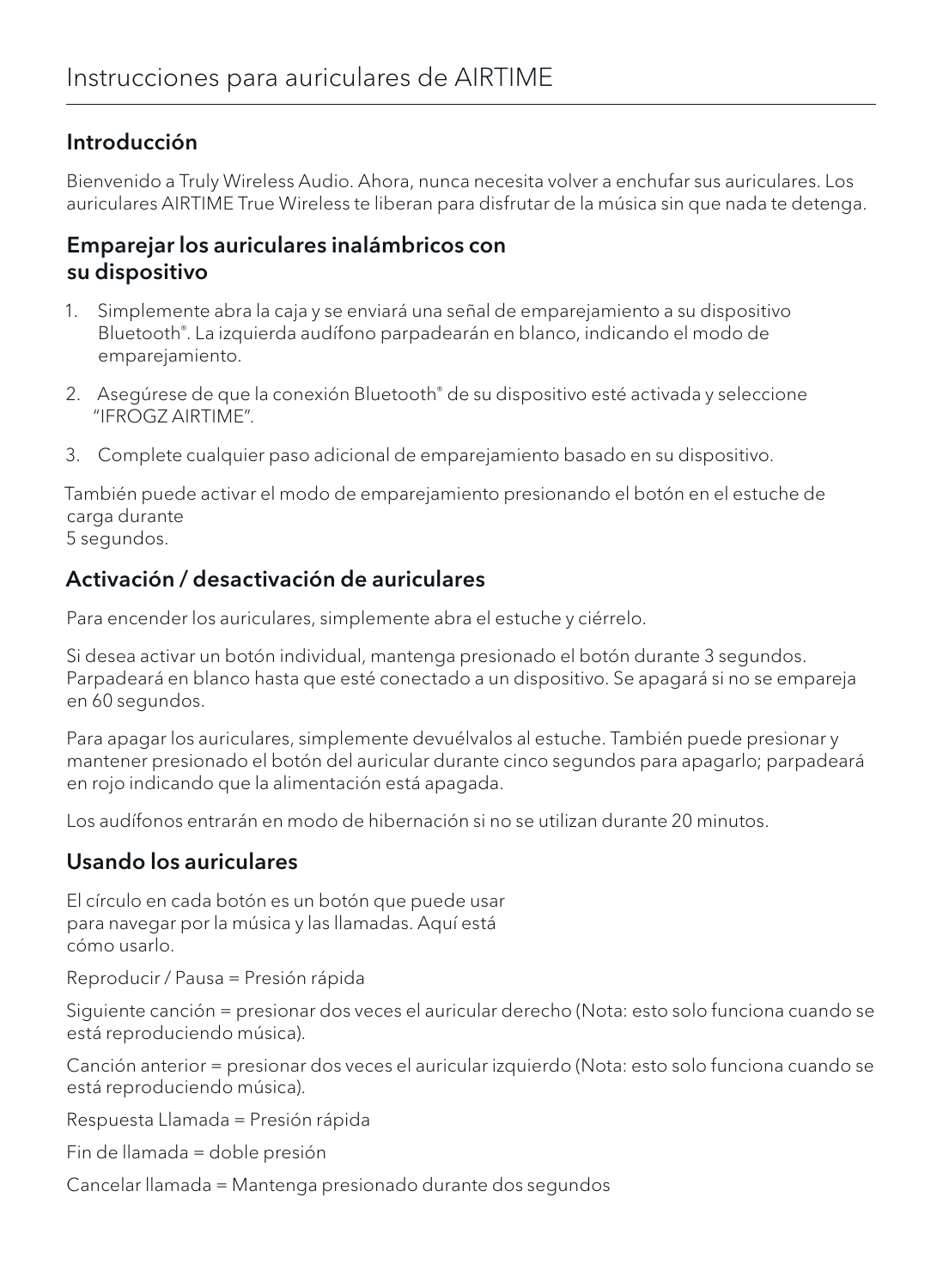# Instrucciones para auriculares de AIRTIME

## Introducción

Bienvenido a Truly Wireless Audio. Ahora, nunca necesita volver a enchufar sus auriculares. Los auriculares AIRTIME True Wireless te liberan para disfrutar de la música sin que nada te detenga.

## Emparejar los auriculares inalámbricos con su dispositivo

1. Simplemente abra la caja y se enviará una señal de emparejamiento a su dispositivo Bluetooth®. La izquierda audífono parpadearán en blanco, indicando el modo de emparejamiento.
2. Asegúrese de que la conexión Bluetooth® de su dispositivo esté activada y seleccione "IFROGZ AIRTIME".
3. Complete cualquier paso adicional de emparejamiento basado en su dispositivo.

También puede activar el modo de emparejamiento presionando el botón en el estuche de carga durante
5 segundos.

## Activación / desactivación de auriculares

Para encender los auriculares, simplemente abra el estuche y ciérrelo.

Si desea activar un botón individual, mantenga presionado el botón durante 3 segundos. Parpadeará en blanco hasta que esté conectado a un dispositivo. Se apagará si no se empareja en 60 segundos.

Para apagar los auriculares, simplemente devuélvalos al estuche. También puede presionar y mantener presionado el botón del auricular durante cinco segundos para apagarlo; parpadeará en rojo indicando que la alimentación está apagada.

Los audífonos entrarán en modo de hibernación si no se utilizan durante 20 minutos.

## Usando los auriculares

El círculo en cada botón es un botón que puede usar para navegar por la música y las llamadas. Aquí está cómo usarlo.

Reproducir / Pausa = Presión rápida

Siguiente canción = presionar dos veces el auricular derecho (Nota: esto solo funciona cuando se está reproduciendo música).

Canción anterior = presionar dos veces el auricular izquierdo (Nota: esto solo funciona cuando se está reproduciendo música).

Respuesta Llamada = Presión rápida

Fin de llamada = doble presión

Cancelar llamada = Mantenga presionado durante dos segundos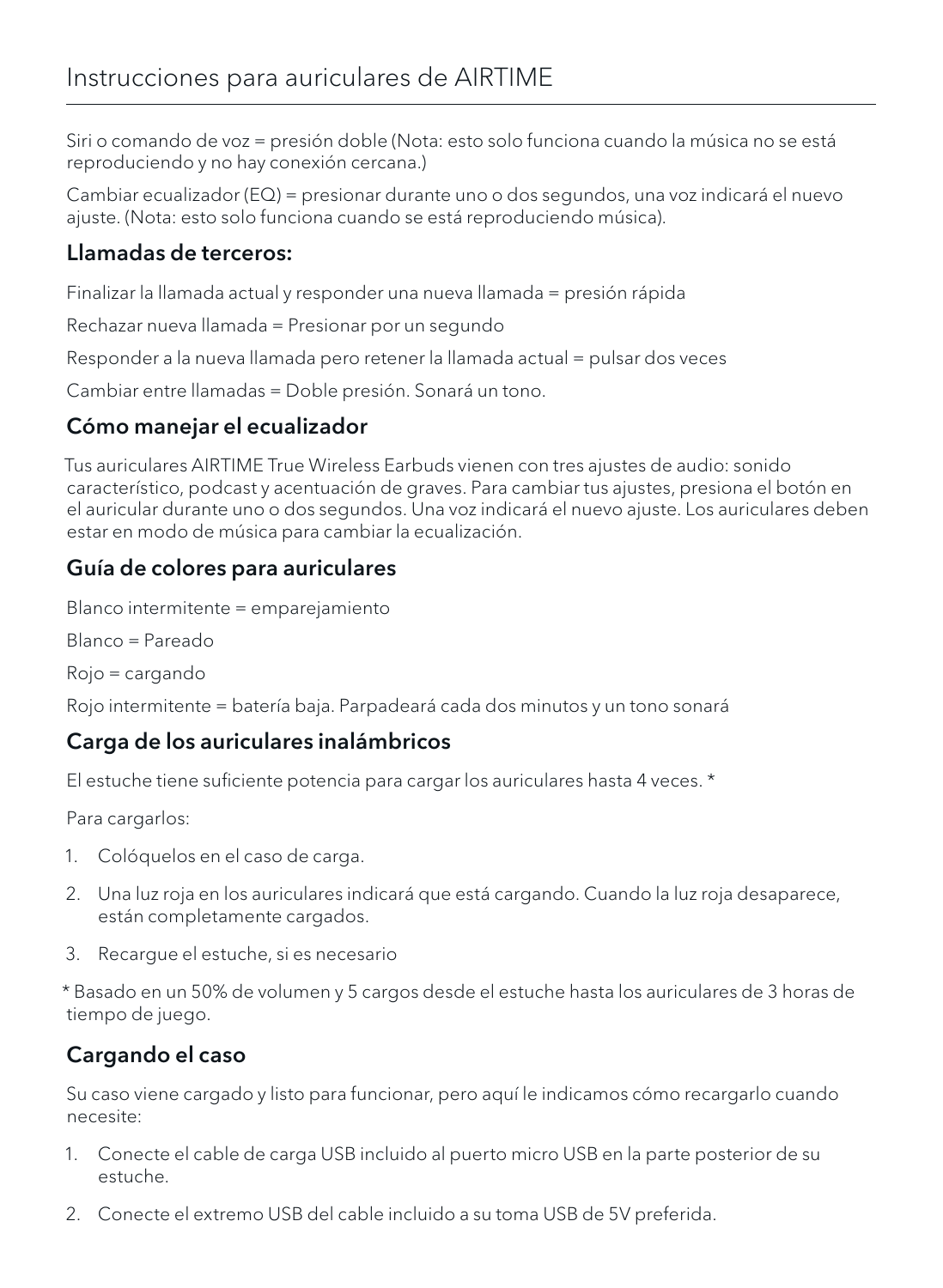# Instrucciones para auriculares de AIRTIME

Siri o comando de voz = presión doble (Nota: esto solo funciona cuando la música no se está reproduciendo y no hay conexión cercana.)

Cambiar ecualizador (EQ) = presionar durante uno o dos segundos, una voz indicará el nuevo ajuste. (Nota: esto solo funciona cuando se está reproduciendo música).

## Llamadas de terceros:

Finalizar la llamada actual y responder una nueva llamada = presión rápida

Rechazar nueva llamada = Presionar por un segundo

Responder a la nueva llamada pero retener la llamada actual = pulsar dos veces

Cambiar entre llamadas = Doble presión. Sonará un tono.

## Cómo manejar el ecualizador

Tus auriculares AIRTIME True Wireless Earbuds vienen con tres ajustes de audio: sonido característico, podcast y acentuación de graves. Para cambiar tus ajustes, presiona el botón en el auricular durante uno o dos segundos. Una voz indicará el nuevo ajuste. Los auriculares deben estar en modo de música para cambiar la ecualización.

## Guía de colores para auriculares

Blanco intermitente = emparejamiento

Blanco = Pareado

Rojo = cargando

Rojo intermitente = batería baja. Parpadeará cada dos minutos y un tono sonará

## Carga de los auriculares inalámbricos

El estuche tiene suficiente potencia para cargar los auriculares hasta 4 veces. *

Para cargarlos:

1. Colóquelos en el caso de carga.
2. Una luz roja en los auriculares indicará que está cargando. Cuando la luz roja desaparece, están completamente cargados.
3. Recargue el estuche, si es necesario

* Basado en un 50% de volumen y 5 cargos desde el estuche hasta los auriculares de 3 horas de tiempo de juego.

## Cargando el caso

Su caso viene cargado y listo para funcionar, pero aquí le indicamos cómo recargarlo cuando necesite:

1. Conecte el cable de carga USB incluido al puerto micro USB en la parte posterior de su estuche.
2. Conecte el extremo USB del cable incluido a su toma USB de 5V preferida.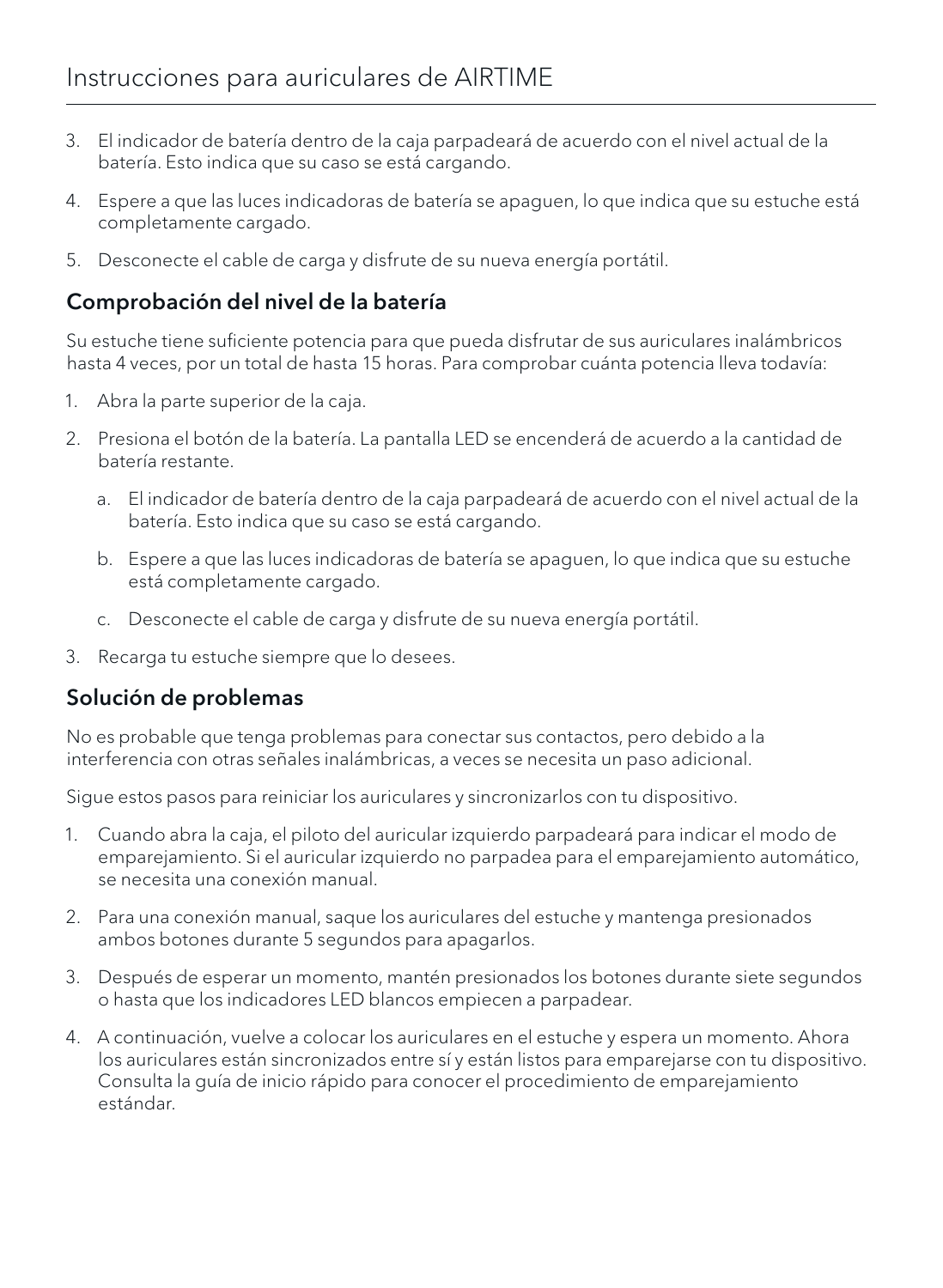3. El indicador de batería dentro de la caja parpadeará de acuerdo con el nivel actual de la batería. Esto indica que su caso se está cargando.
4. Espere a que las luces indicadoras de batería se apaguen, lo que indica que su estuche está completamente cargado.
5. Desconecte el cable de carga y disfrute de su nueva energía portátil.

## Comprobación del nivel de la batería

Su estuche tiene suficiente potencia para que pueda disfrutar de sus auriculares inalámbricos hasta 4 veces, por un total de hasta 15 horas. Para comprobar cuánta potencia lleva todavía:

1. Abra la parte superior de la caja.
2. Presiona el botón de la batería. La pantalla LED se encenderá de acuerdo a la cantidad de batería restante.
    a. El indicador de batería dentro de la caja parpadeará de acuerdo con el nivel actual de la batería. Esto indica que su caso se está cargando.
    b. Espere a que las luces indicadoras de batería se apaguen, lo que indica que su estuche está completamente cargado.
    c. Desconecte el cable de carga y disfrute de su nueva energía portátil.
3. Recarga tu estuche siempre que lo desees.

## Solución de problemas

No es probable que tenga problemas para conectar sus contactos, pero debido a la interferencia con otras señales inalámbricas, a veces se necesita un paso adicional.

Sigue estos pasos para reiniciar los auriculares y sincronizarlos con tu dispositivo.

1. Cuando abra la caja, el piloto del auricular izquierdo parpadeará para indicar el modo de emparejamiento. Si el auricular izquierdo no parpadea para el emparejamiento automático, se necesita una conexión manual.
2. Para una conexión manual, saque los auriculares del estuche y mantenga presionados ambos botones durante 5 segundos para apagarlos.
3. Después de esperar un momento, mantén presionados los botones durante siete segundos o hasta que los indicadores LED blancos empiecen a parpadear.
4. A continuación, vuelve a colocar los auriculares en el estuche y espera un momento. Ahora los auriculares están sincronizados entre sí y están listos para emparejarse con tu dispositivo. Consulta la guía de inicio rápido para conocer el procedimiento de emparejamiento estándar.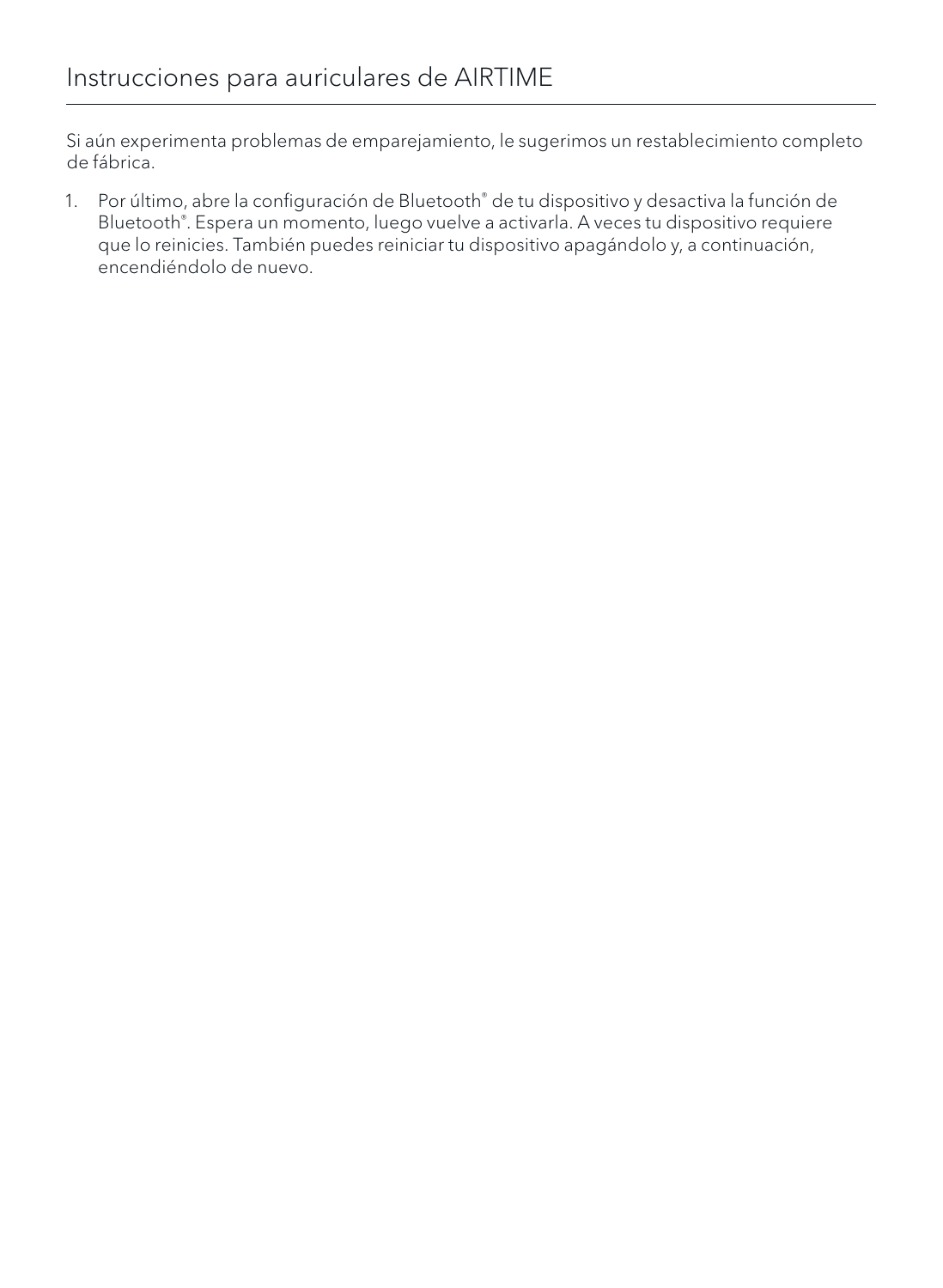# Instrucciones para auriculares de AIRTIME

Si aún experimenta problemas de emparejamiento, le sugerimos un restablecimiento completo de fábrica.

1. Por último, abre la configuración de Bluetooth® de tu dispositivo y desactiva la función de Bluetooth®. Espera un momento, luego vuelve a activarla. A veces tu dispositivo requiere que lo reinicies. También puedes reiniciar tu dispositivo apagándolo y, a continuación, encendiéndolo de nuevo.